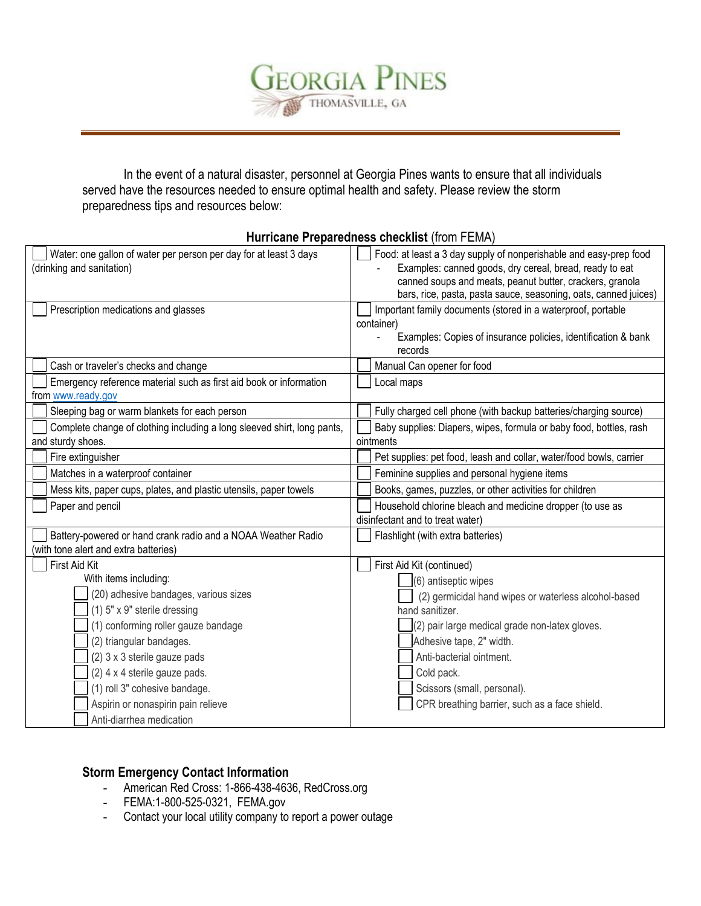# GEORGIA PINES

THOMASVILLE, GA

In the event of a natural disaster, personnel at Georgia Pines wants to ensure that all individuals served have the resources needed to ensure optimal health and safety. Please review the storm preparedness tips and resources below:

**Hurricane Preparedness checklist** (from FEMA)

| | |
|---|---|
| ☐ Water: one gallon of water per person per day for at least 3 days (drinking and sanitation) | ☐ Food: at least a 3 day supply of nonperishable and easy-prep food<br>- Examples: canned goods, dry cereal, bread, ready to eat canned soups and meats, peanut butter, crackers, granola bars, rice, pasta, pasta sauce, seasoning, oats, canned juices) |
| ☐ Prescription medications and glasses | ☐ Important family documents (stored in a waterproof, portable container)<br>- Examples: Copies of insurance policies, identification & bank records |
| ☐ Cash or traveler's checks and change | ☐ Manual Can opener for food |
| ☐ Emergency reference material such as first aid book or information from www.ready.gov | ☐ Local maps |
| ☐ Sleeping bag or warm blankets for each person | ☐ Fully charged cell phone (with backup batteries/charging source) |
| ☐ Complete change of clothing including a long sleeved shirt, long pants, and sturdy shoes. | ☐ Baby supplies: Diapers, wipes, formula or baby food, bottles, rash ointments |
| ☐ Fire extinguisher | ☐ Pet supplies: pet food, leash and collar, water/food bowls, carrier |
| ☐ Matches in a waterproof container | ☐ Feminine supplies and personal hygiene items |
| ☐ Mess kits, paper cups, plates, and plastic utensils, paper towels | ☐ Books, games, puzzles, or other activities for children |
| ☐ Paper and pencil | ☐ Household chlorine bleach and medicine dropper (to use as disinfectant and to treat water) |
| ☐ Battery-powered or hand crank radio and a NOAA Weather Radio (with tone alert and extra batteries) | ☐ Flashlight (with extra batteries) |
| ☐ First Aid Kit<br>With items including:<br>☐ (20) adhesive bandages, various sizes<br>☐ (1) 5" x 9" sterile dressing<br>☐ (1) conforming roller gauze bandage<br>☐ (2) triangular bandages.<br>☐ (2) 3 x 3 sterile gauze pads<br>☐ (2) 4 x 4 sterile gauze pads.<br>☐ (1) roll 3" cohesive bandage.<br>☐ Aspirin or nonaspirin pain relieve<br>☐ Anti-diarrhea medication | ☐ First Aid Kit (continued)<br>☐ (6) antiseptic wipes<br>☐ (2) germicidal hand wipes or waterless alcohol-based hand sanitizer.<br>☐ (2) pair large medical grade non-latex gloves.<br>☐ Adhesive tape, 2" width.<br>☐ Anti-bacterial ointment.<br>☐ Cold pack.<br>☐ Scissors (small, personal).<br>☐ CPR breathing barrier, such as a face shield. |

**Storm Emergency Contact Information**

- American Red Cross: 1-866-438-4636, RedCross.org
- FEMA:1-800-525-0321, FEMA.gov
- Contact your local utility company to report a power outage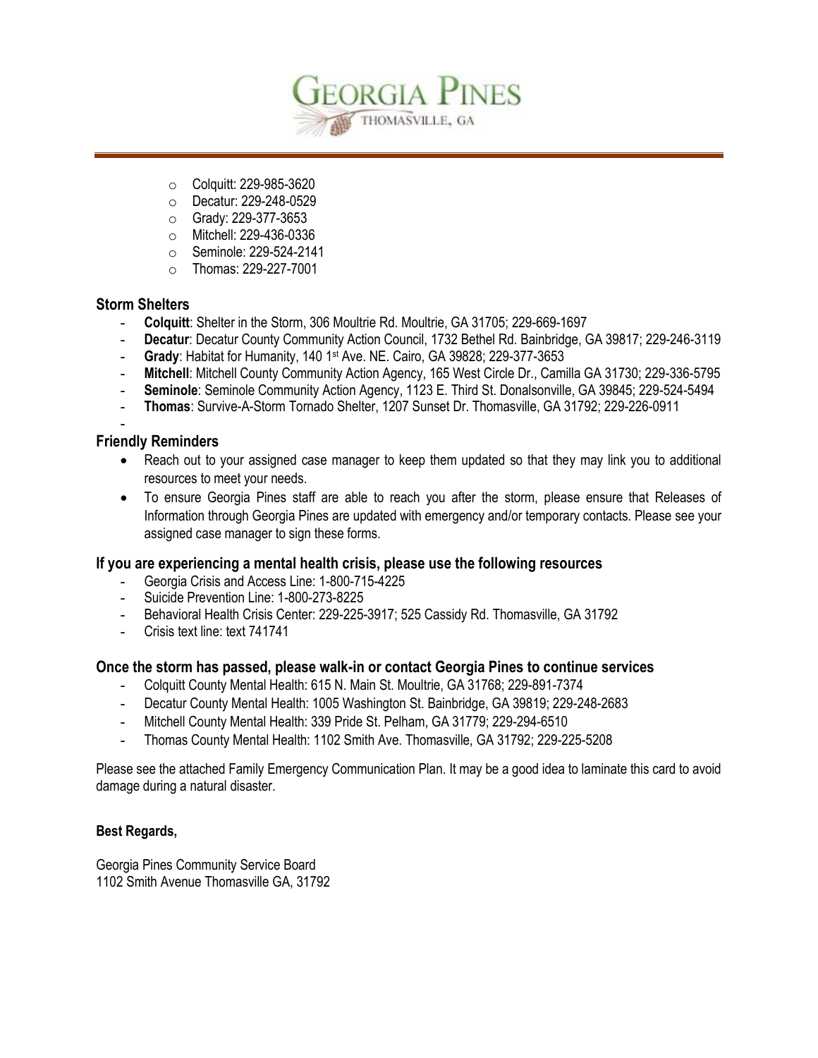- Colquitt: 229-985-3620
  - Decatur: 229-248-0529
  - Grady: 229-377-3653
  - Mitchell: 229-436-0336
  - Seminole: 229-524-2141
  - Thomas: 229-227-7001

### Storm Shelters

- **Colquitt**: Shelter in the Storm, 306 Moultrie Rd. Moultrie, GA 31705; 229-669-1697
- **Decatur**: Decatur County Community Action Council, 1732 Bethel Rd. Bainbridge, GA 39817; 229-246-3119
- **Grady**: Habitat for Humanity, 140 1st Ave. NE. Cairo, GA 39828; 229-377-3653
- **Mitchell**: Mitchell County Community Action Agency, 165 West Circle Dr., Camilla GA 31730; 229-336-5795
- **Seminole**: Seminole Community Action Agency, 1123 E. Third St. Donalsonville, GA 39845; 229-524-5494
- **Thomas**: Survive-A-Storm Tornado Shelter, 1207 Sunset Dr. Thomasville, GA 31792; 229-226-0911

### Friendly Reminders

- Reach out to your assigned case manager to keep them updated so that they may link you to additional resources to meet your needs.
- To ensure Georgia Pines staff are able to reach you after the storm, please ensure that Releases of Information through Georgia Pines are updated with emergency and/or temporary contacts. Please see your assigned case manager to sign these forms.

### If you are experiencing a mental health crisis, please use the following resources

- Georgia Crisis and Access Line: 1-800-715-4225
- Suicide Prevention Line: 1-800-273-8225
- Behavioral Health Crisis Center: 229-225-3917; 525 Cassidy Rd. Thomasville, GA 31792
- Crisis text line: text 741741

### Once the storm has passed, please walk-in or contact Georgia Pines to continue services

- Colquitt County Mental Health: 615 N. Main St. Moultrie, GA 31768; 229-891-7374
- Decatur County Mental Health: 1005 Washington St. Bainbridge, GA 39819; 229-248-2683
- Mitchell County Mental Health: 339 Pride St. Pelham, GA 31779; 229-294-6510
- Thomas County Mental Health: 1102 Smith Ave. Thomasville, GA 31792; 229-225-5208

Please see the attached Family Emergency Communication Plan. It may be a good idea to laminate this card to avoid damage during a natural disaster.

**Best Regards,**

Georgia Pines Community Service Board
1102 Smith Avenue Thomasville GA, 31792